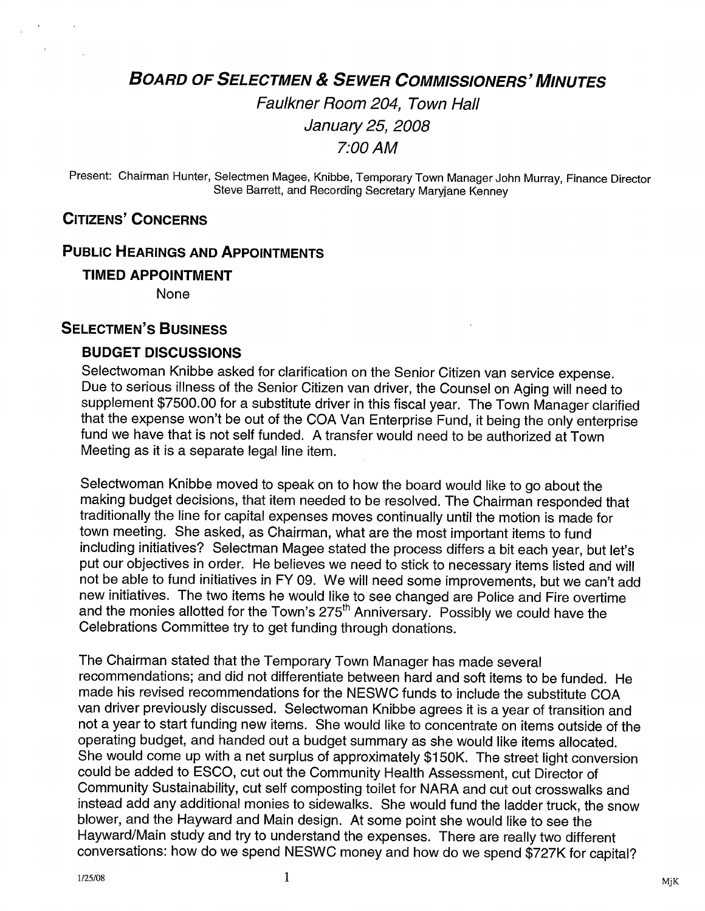# Board of Selectmen & Sewer Commissioners' Minutes

*Faulkner Room 204, Town Hall*
*January 25, 2008*
*7:00 AM*

Present: Chairman Hunter, Selectmen Magee, Knibbe, Temporary Town Manager John Murray, Finance Director Steve Barrett, and Recording Secretary Maryjane Kenney

## Citizens' Concerns

## Public Hearings and Appointments

### TIMED APPOINTMENT

None

## Selectmen's Business

### BUDGET DISCUSSIONS

Selectwoman Knibbe asked for clarification on the Senior Citizen van service expense. Due to serious illness of the Senior Citizen van driver, the Counsel on Aging will need to supplement $7500.00 for a substitute driver in this fiscal year. The Town Manager clarified that the expense won't be out of the COA Van Enterprise Fund, it being the only enterprise fund we have that is not self funded. A transfer would need to be authorized at Town Meeting as it is a separate legal line item.

Selectwoman Knibbe moved to speak on to how the board would like to go about the making budget decisions, that item needed to be resolved. The Chairman responded that traditionally the line for capital expenses moves continually until the motion is made for town meeting. She asked, as Chairman, what are the most important items to fund including initiatives? Selectman Magee stated the process differs a bit each year, but let's put our objectives in order. He believes we need to stick to necessary items listed and will not be able to fund initiatives in FY 09. We will need some improvements, but we can't add new initiatives. The two items he would like to see changed are Police and Fire overtime and the monies allotted for the Town's 275th Anniversary. Possibly we could have the Celebrations Committee try to get funding through donations.

The Chairman stated that the Temporary Town Manager has made several recommendations; and did not differentiate between hard and soft items to be funded. He made his revised recommendations for the NESWC funds to include the substitute COA van driver previously discussed. Selectwoman Knibbe agrees it is a year of transition and not a year to start funding new items. She would like to concentrate on items outside of the operating budget, and handed out a budget summary as she would like items allocated. She would come up with a net surplus of approximately $150K. The street light conversion could be added to ESCO, cut out the Community Health Assessment, cut Director of Community Sustainability, cut self composting toilet for NARA and cut out crosswalks and instead add any additional monies to sidewalks. She would fund the ladder truck, the snow blower, and the Hayward and Main design. At some point she would like to see the Hayward/Main study and try to understand the expenses. There are really two different conversations: how do we spend NESWC money and how do we spend $727K for capital?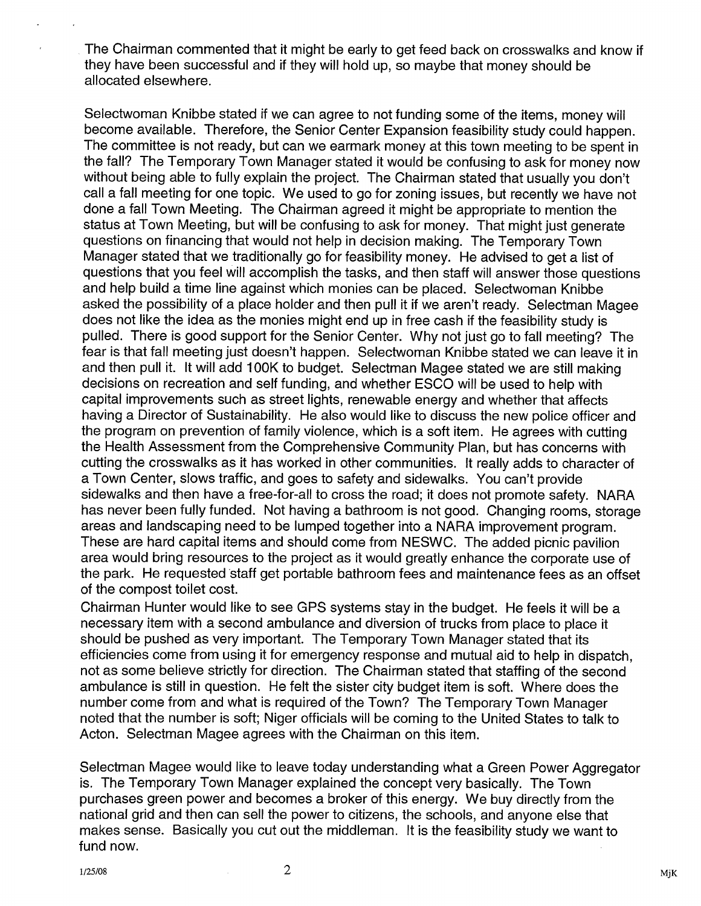The Chairman commented that it might be early to get feed back on crosswalks and know if they have been successful and if they will hold up, so maybe that money should be allocated elsewhere.

Selectwoman Knibbe stated if we can agree to not funding some of the items, money will become available. Therefore, the Senior Center Expansion feasibility study could happen. The committee is not ready, but can we earmark money at this town meeting to be spent in the fall? The Temporary Town Manager stated it would be confusing to ask for money now without being able to fully explain the project. The Chairman stated that usually you don't call a fall meeting for one topic. We used to go for zoning issues, but recently we have not done a fall Town Meeting. The Chairman agreed it might be appropriate to mention the status at Town Meeting, but will be confusing to ask for money. That might just generate questions on financing that would not help in decision making. The Temporary Town Manager stated that we traditionally go for feasibility money. He advised to get a list of questions that you feel will accomplish the tasks, and then staff will answer those questions and help build a time line against which monies can be placed. Selectwoman Knibbe asked the possibility of a place holder and then pull it if we aren't ready. Selectman Magee does not like the idea as the monies might end up in free cash if the feasibility study is pulled. There is good support for the Senior Center. Why not just go to fall meeting? The fear is that fall meeting just doesn't happen. Selectwoman Knibbe stated we can leave it in and then pull it. It will add 100K to budget. Selectman Magee stated we are still making decisions on recreation and self funding, and whether ESCO will be used to help with capital improvements such as street lights, renewable energy and whether that affects having a Director of Sustainability. He also would like to discuss the new police officer and the program on prevention of family violence, which is a soft item. He agrees with cutting the Health Assessment from the Comprehensive Community Plan, but has concerns with cutting the crosswalks as it has worked in other communities. It really adds to character of a Town Center, slows traffic, and goes to safety and sidewalks. You can't provide sidewalks and then have a free-for-all to cross the road; it does not promote safety. NARA has never been fully funded. Not having a bathroom is not good. Changing rooms, storage areas and landscaping need to be lumped together into a NARA improvement program. These are hard capital items and should come from NESWC. The added picnic pavilion area would bring resources to the project as it would greatly enhance the corporate use of the park. He requested staff get portable bathroom fees and maintenance fees as an offset of the compost toilet cost.

Chairman Hunter would like to see GPS systems stay in the budget. He feels it will be a necessary item with a second ambulance and diversion of trucks from place to place it should be pushed as very important. The Temporary Town Manager stated that its efficiencies come from using it for emergency response and mutual aid to help in dispatch, not as some believe strictly for direction. The Chairman stated that staffing of the second ambulance is still in question. He felt the sister city budget item is soft. Where does the number come from and what is required of the Town? The Temporary Town Manager noted that the number is soft; Niger officials will be coming to the United States to talk to Acton. Selectman Magee agrees with the Chairman on this item.

Selectman Magee would like to leave today understanding what a Green Power Aggregator is. The Temporary Town Manager explained the concept very basically. The Town purchases green power and becomes a broker of this energy. We buy directly from the national grid and then can sell the power to citizens, the schools, and anyone else that makes sense. Basically you cut out the middleman. It is the feasibility study we want to fund now.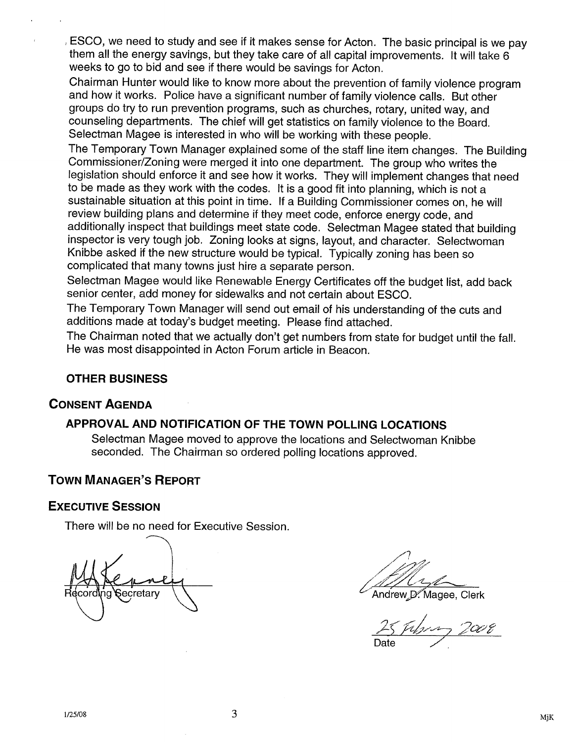ESCO, we need to study and see if it makes sense for Acton. The basic principal is we pay them all the energy savings, but they take care of all capital improvements. It will take 6 weeks to go to bid and see if there would be savings for Acton.

Chairman Hunter would like to know more about the prevention of family violence program and how it works. Police have a significant number of family violence calls. But other groups do try to run prevention programs, such as churches, rotary, united way, and counseling departments. The chief will get statistics on family violence to the Board. Selectman Magee is interested in who will be working with these people.

The Temporary Town Manager explained some of the staff line item changes. The Building Commissioner/Zoning were merged it into one department. The group who writes the legislation should enforce it and see how it works. They will implement changes that need to be made as they work with the codes. It is a good fit into planning, which is not a sustainable situation at this point in time. If a Building Commissioner comes on, he will review building plans and determine if they meet code, enforce energy code, and additionally inspect that buildings meet state code. Selectman Magee stated that building inspector is very tough job. Zoning looks at signs, layout, and character. Selectwoman Knibbe asked if the new structure would be typical. Typically zoning has been so complicated that many towns just hire a separate person.

Selectman Magee would like Renewable Energy Certificates off the budget list, add back senior center, add money for sidewalks and not certain about ESCO.

The Temporary Town Manager will send out email of his understanding of the cuts and additions made at today's budget meeting. Please find attached.

The Chairman noted that we actually don't get numbers from state for budget until the fall. He was most disappointed in Acton Forum article in Beacon.

### OTHER BUSINESS

## CONSENT AGENDA

### APPROVAL AND NOTIFICATION OF THE TOWN POLLING LOCATIONS

Selectman Magee moved to approve the locations and Selectwoman Knibbe seconded. The Chairman so ordered polling locations approved.

## TOWN MANAGER'S REPORT

## EXECUTIVE SESSION

There will be no need for Executive Session.

Recording Secretary

Andrew D. Magee, Clerk

25 February 2008
Date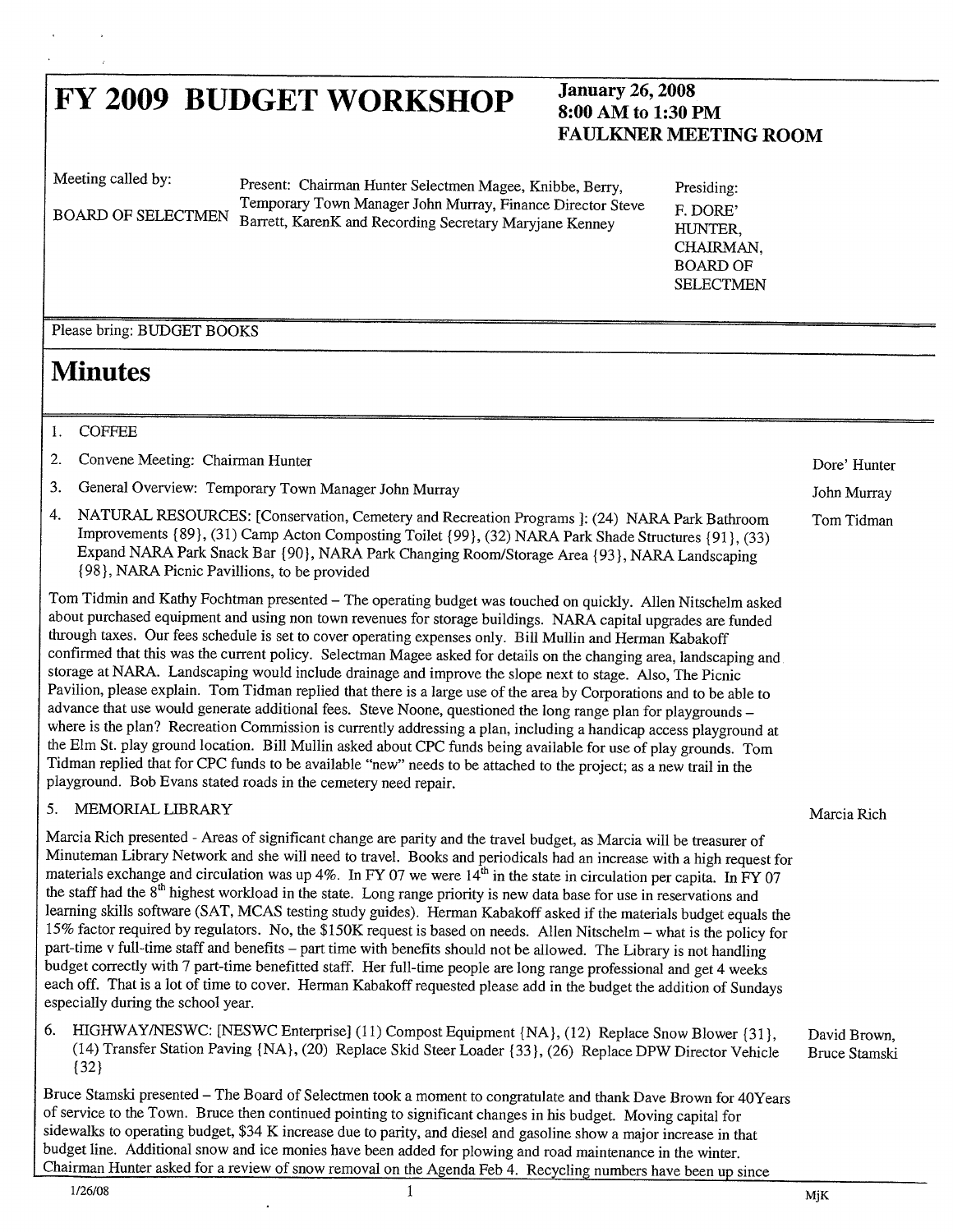# FY 2009 BUDGET WORKSHOP

**January 26, 2008**
**8:00 AM to 1:30 PM**
**FAULKNER MEETING ROOM**

| | | |
|---|---|---|
| Meeting called by: BOARD OF SELECTMEN | Present: Chairman Hunter Selectmen Magee, Knibbe, Berry, Temporary Town Manager John Murray, Finance Director Steve Barrett, KarenK and Recording Secretary Maryjane Kenney | Presiding: F. DORE' HUNTER, CHAIRMAN, BOARD OF SELECTMEN |

Please bring: BUDGET BOOKS

# Minutes

1. COFFEE
2. Convene Meeting: Chairman Hunter — Dore' Hunter
3. General Overview: Temporary Town Manager John Murray — John Murray
4. NATURAL RESOURCES: [Conservation, Cemetery and Recreation Programs ]: (24) NARA Park Bathroom Improvements {89}, (31) Camp Acton Composting Toilet {99}, (32) NARA Park Shade Structures {91}, (33) Expand NARA Park Snack Bar {90}, NARA Park Changing Room/Storage Area {93}, NARA Landscaping {98}, NARA Picnic Pavillions, to be provided — Tom Tidman

Tom Tidmin and Kathy Fochtman presented – The operating budget was touched on quickly. Allen Nitschelm asked about purchased equipment and using non town revenues for storage buildings. NARA capital upgrades are funded through taxes. Our fees schedule is set to cover operating expenses only. Bill Mullin and Herman Kabakoff confirmed that this was the current policy. Selectman Magee asked for details on the changing area, landscaping and storage at NARA. Landscaping would include drainage and improve the slope next to stage. Also, The Picnic Pavilion, please explain. Tom Tidman replied that there is a large use of the area by Corporations and to be able to advance that use would generate additional fees. Steve Noone, questioned the long range plan for playgrounds – where is the plan? Recreation Commission is currently addressing a plan, including a handicap access playground at the Elm St. play ground location. Bill Mullin asked about CPC funds being available for use of play grounds. Tom Tidman replied that for CPC funds to be available "new" needs to be attached to the project; as a new trail in the playground. Bob Evans stated roads in the cemetery need repair.

5. MEMORIAL LIBRARY — Marcia Rich

Marcia Rich presented - Areas of significant change are parity and the travel budget, as Marcia will be treasurer of Minuteman Library Network and she will need to travel. Books and periodicals had an increase with a high request for materials exchange and circulation was up 4%. In FY 07 we were 14th in the state in circulation per capita. In FY 07 the staff had the 8th highest workload in the state. Long range priority is new data base for use in reservations and learning skills software (SAT, MCAS testing study guides). Herman Kabakoff asked if the materials budget equals the 15% factor required by regulators. No, the $150K request is based on needs. Allen Nitschelm – what is the policy for part-time v full-time staff and benefits – part time with benefits should not be allowed. The Library is not handling budget correctly with 7 part-time benefitted staff. Her full-time people are long range professional and get 4 weeks each off. That is a lot of time to cover. Herman Kabakoff requested please add in the budget the addition of Sundays especially during the school year.

6. HIGHWAY/NESWC: [NESWC Enterprise] (11) Compost Equipment {NA}, (12) Replace Snow Blower {31}, (14) Transfer Station Paving {NA}, (20) Replace Skid Steer Loader {33}, (26) Replace DPW Director Vehicle {32} — David Brown, Bruce Stamski

Bruce Stamski presented – The Board of Selectmen took a moment to congratulate and thank Dave Brown for 40Years of service to the Town. Bruce then continued pointing to significant changes in his budget. Moving capital for sidewalks to operating budget, $34 K increase due to parity, and diesel and gasoline show a major increase in that budget line. Additional snow and ice monies have been added for plowing and road maintenance in the winter. Chairman Hunter asked for a review of snow removal on the Agenda Feb 4. Recycling numbers have been up since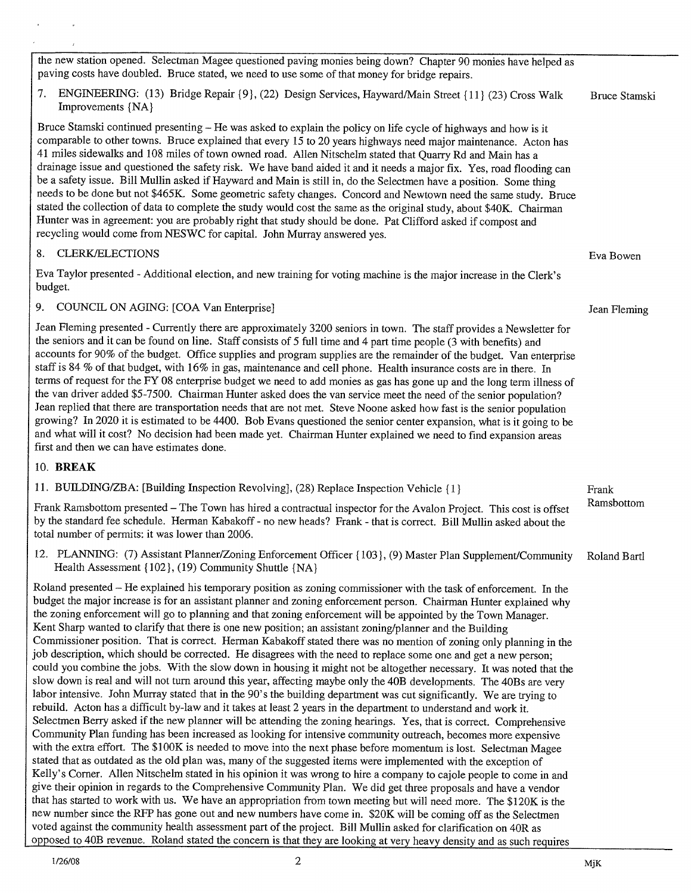the new station opened. Selectman Magee questioned paving monies being down? Chapter 90 monies have helped as paving costs have doubled. Bruce stated, we need to use some of that money for bridge repairs.

7. ENGINEERING: (13) Bridge Repair {9}, (22) Design Services, Hayward/Main Street {11} (23) Cross Walk Improvements {NA} — Bruce Stamski

Bruce Stamski continued presenting – He was asked to explain the policy on life cycle of highways and how is it comparable to other towns. Bruce explained that every 15 to 20 years highways need major maintenance. Acton has 41 miles sidewalks and 108 miles of town owned road. Allen Nitschelm stated that Quarry Rd and Main has a drainage issue and questioned the safety risk. We have band aided it and it needs a major fix. Yes, road flooding can be a safety issue. Bill Mullin asked if Hayward and Main is still in, do the Selectmen have a position. Some thing needs to be done but not $465K. Some geometric safety changes. Concord and Newtown need the same study. Bruce stated the collection of data to complete the study would cost the same as the original study, about $40K. Chairman Hunter was in agreement: you are probably right that study should be done. Pat Clifford asked if compost and recycling would come from NESWC for capital. John Murray answered yes.

8. CLERK/ELECTIONS — Eva Bowen

Eva Taylor presented - Additional election, and new training for voting machine is the major increase in the Clerk's budget.

9. COUNCIL ON AGING: [COA Van Enterprise] — Jean Fleming

Jean Fleming presented - Currently there are approximately 3200 seniors in town. The staff provides a Newsletter for the seniors and it can be found on line. Staff consists of 5 full time and 4 part time people (3 with benefits) and accounts for 90% of the budget. Office supplies and program supplies are the remainder of the budget. Van enterprise staff is 84 % of that budget, with 16% in gas, maintenance and cell phone. Health insurance costs are in there. In terms of request for the FY 08 enterprise budget we need to add monies as gas has gone up and the long term illness of the van driver added $5-7500. Chairman Hunter asked does the van service meet the need of the senior population? Jean replied that there are transportation needs that are not met. Steve Noone asked how fast is the senior population growing? In 2020 it is estimated to be 4400. Bob Evans questioned the senior center expansion, what is it going to be and what will it cost? No decision had been made yet. Chairman Hunter explained we need to find expansion areas first and then we can have estimates done.

10. **BREAK**

11. BUILDING/ZBA: [Building Inspection Revolving], (28) Replace Inspection Vehicle {1} — Frank Ramsbottom

Frank Ramsbottom presented – The Town has hired a contractual inspector for the Avalon Project. This cost is offset by the standard fee schedule. Herman Kabakoff - no new heads? Frank - that is correct. Bill Mullin asked about the total number of permits: it was lower than 2006.

12. PLANNING: (7) Assistant Planner/Zoning Enforcement Officer {103}, (9) Master Plan Supplement/Community Health Assessment {102}, (19) Community Shuttle {NA} — Roland Bartl

Roland presented – He explained his temporary position as zoning commissioner with the task of enforcement. In the budget the major increase is for an assistant planner and zoning enforcement person. Chairman Hunter explained why the zoning enforcement will go to planning and that zoning enforcement will be appointed by the Town Manager. Kent Sharp wanted to clarify that there is one new position; an assistant zoning/planner and the Building Commissioner position. That is correct. Herman Kabakoff stated there was no mention of zoning only planning in the job description, which should be corrected. He disagrees with the need to replace some one and get a new person; could you combine the jobs. With the slow down in housing it might not be altogether necessary. It was noted that the slow down is real and will not turn around this year, affecting maybe only the 40B developments. The 40Bs are very labor intensive. John Murray stated that in the 90's the building department was cut significantly. We are trying to rebuild. Acton has a difficult by-law and it takes at least 2 years in the department to understand and work it. Selectmen Berry asked if the new planner will be attending the zoning hearings. Yes, that is correct. Comprehensive Community Plan funding has been increased as looking for intensive community outreach, becomes more expensive with the extra effort. The $100K is needed to move into the next phase before momentum is lost. Selectman Magee stated that as outdated as the old plan was, many of the suggested items were implemented with the exception of Kelly's Corner. Allen Nitschelm stated in his opinion it was wrong to hire a company to cajole people to come in and give their opinion in regards to the Comprehensive Community Plan. We did get three proposals and have a vendor that has started to work with us. We have an appropriation from town meeting but will need more. The $120K is the new number since the RFP has gone out and new numbers have come in. $20K will be coming off as the Selectmen voted against the community health assessment part of the project. Bill Mullin asked for clarification on 40R as opposed to 40B revenue. Roland stated the concern is that they are looking at very heavy density and as such requires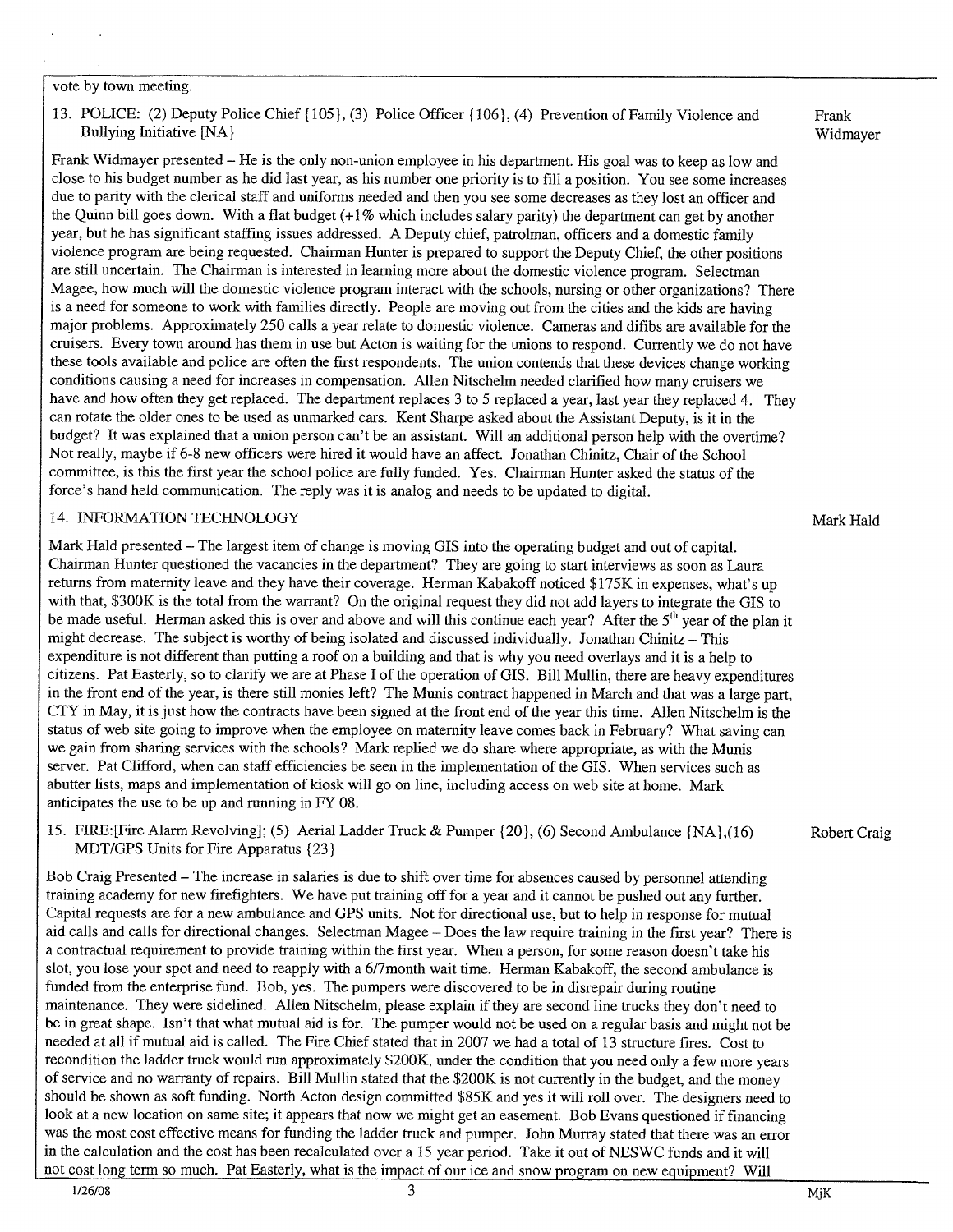vote by town meeting.

13. POLICE: (2) Deputy Police Chief {105}, (3) Police Officer {106}, (4) Prevention of Family Violence and Bullying Initiative [NA}

Frank Widmayer

Frank Widmayer presented – He is the only non-union employee in his department. His goal was to keep as low and close to his budget number as he did last year, as his number one priority is to fill a position. You see some increases due to parity with the clerical staff and uniforms needed and then you see some decreases as they lost an officer and the Quinn bill goes down. With a flat budget (+1% which includes salary parity) the department can get by another year, but he has significant staffing issues addressed. A Deputy chief, patrolman, officers and a domestic family violence program are being requested. Chairman Hunter is prepared to support the Deputy Chief, the other positions are still uncertain. The Chairman is interested in learning more about the domestic violence program. Selectman Magee, how much will the domestic violence program interact with the schools, nursing or other organizations? There is a need for someone to work with families directly. People are moving out from the cities and the kids are having major problems. Approximately 250 calls a year relate to domestic violence. Cameras and difibs are available for the cruisers. Every town around has them in use but Acton is waiting for the unions to respond. Currently we do not have these tools available and police are often the first respondents. The union contends that these devices change working conditions causing a need for increases in compensation. Allen Nitschelm needed clarified how many cruisers we have and how often they get replaced. The department replaces 3 to 5 replaced a year, last year they replaced 4. They can rotate the older ones to be used as unmarked cars. Kent Sharpe asked about the Assistant Deputy, is it in the budget? It was explained that a union person can't be an assistant. Will an additional person help with the overtime? Not really, maybe if 6-8 new officers were hired it would have an affect. Jonathan Chinitz, Chair of the School committee, is this the first year the school police are fully funded. Yes. Chairman Hunter asked the status of the force's hand held communication. The reply was it is analog and needs to be updated to digital.

14. INFORMATION TECHNOLOGY

Mark Hald

Mark Hald presented – The largest item of change is moving GIS into the operating budget and out of capital. Chairman Hunter questioned the vacancies in the department? They are going to start interviews as soon as Laura returns from maternity leave and they have their coverage. Herman Kabakoff noticed $175K in expenses, what's up with that, $300K is the total from the warrant? On the original request they did not add layers to integrate the GIS to be made useful. Herman asked this is over and above and will this continue each year? After the 5th year of the plan it might decrease. The subject is worthy of being isolated and discussed individually. Jonathan Chinitz – This expenditure is not different than putting a roof on a building and that is why you need overlays and it is a help to citizens. Pat Easterly, so to clarify we are at Phase I of the operation of GIS. Bill Mullin, there are heavy expenditures in the front end of the year, is there still monies left? The Munis contract happened in March and that was a large part, CTY in May, it is just how the contracts have been signed at the front end of the year this time. Allen Nitschelm is the status of web site going to improve when the employee on maternity leave comes back in February? What saving can we gain from sharing services with the schools? Mark replied we do share where appropriate, as with the Munis server. Pat Clifford, when can staff efficiencies be seen in the implementation of the GIS. When services such as abutter lists, maps and implementation of kiosk will go on line, including access on web site at home. Mark anticipates the use to be up and running in FY 08.

15. FIRE:[Fire Alarm Revolving]; (5) Aerial Ladder Truck & Pumper {20}, (6) Second Ambulance {NA},(16) MDT/GPS Units for Fire Apparatus {23}

Robert Craig

Bob Craig Presented – The increase in salaries is due to shift over time for absences caused by personnel attending training academy for new firefighters. We have put training off for a year and it cannot be pushed out any further. Capital requests are for a new ambulance and GPS units. Not for directional use, but to help in response for mutual aid calls and calls for directional changes. Selectman Magee – Does the law require training in the first year? There is a contractual requirement to provide training within the first year. When a person, for some reason doesn't take his slot, you lose your spot and need to reapply with a 6/7month wait time. Herman Kabakoff, the second ambulance is funded from the enterprise fund. Bob, yes. The pumpers were discovered to be in disrepair during routine maintenance. They were sidelined. Allen Nitschelm, please explain if they are second line trucks they don't need to be in great shape. Isn't that what mutual aid is for. The pumper would not be used on a regular basis and might not be needed at all if mutual aid is called. The Fire Chief stated that in 2007 we had a total of 13 structure fires. Cost to recondition the ladder truck would run approximately $200K, under the condition that you need only a few more years of service and no warranty of repairs. Bill Mullin stated that the $200K is not currently in the budget, and the money should be shown as soft funding. North Acton design committed $85K and yes it will roll over. The designers need to look at a new location on same site; it appears that now we might get an easement. Bob Evans questioned if financing was the most cost effective means for funding the ladder truck and pumper. John Murray stated that there was an error in the calculation and the cost has been recalculated over a 15 year period. Take it out of NESWC funds and it will not cost long term so much. Pat Easterly, what is the impact of our ice and snow program on new equipment? Will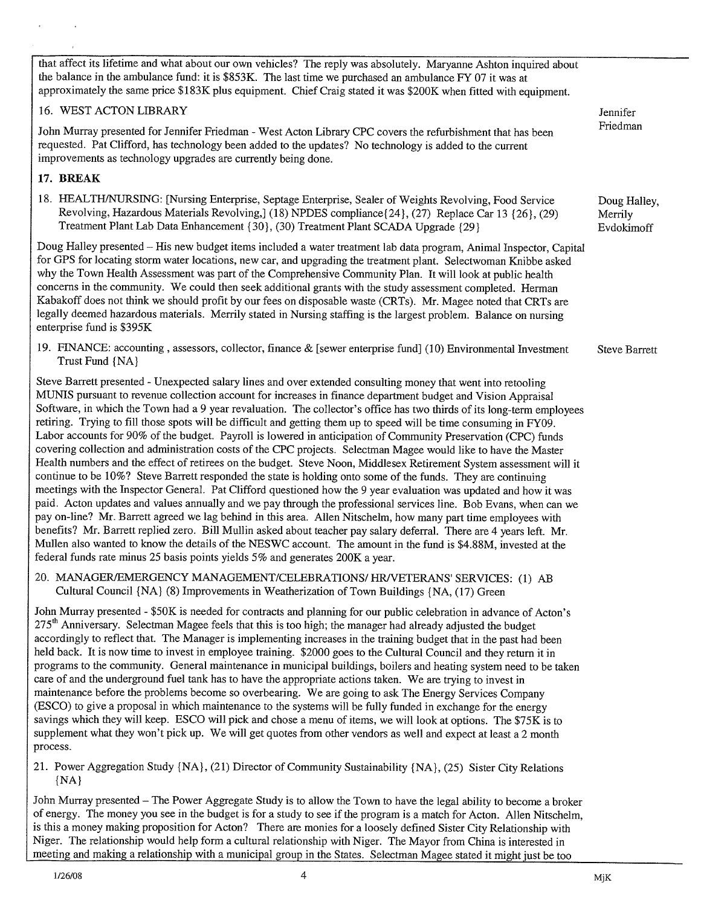that affect its lifetime and what about our own vehicles? The reply was absolutely. Maryanne Ashton inquired about the balance in the ambulance fund: it is $853K. The last time we purchased an ambulance FY 07 it was at approximately the same price $183K plus equipment. Chief Craig stated it was $200K when fitted with equipment.

16. WEST ACTON LIBRARY — Jennifer Friedman

John Murray presented for Jennifer Friedman - West Acton Library CPC covers the refurbishment that has been requested. Pat Clifford, has technology been added to the updates? No technology is added to the current improvements as technology upgrades are currently being done.

**17. BREAK**

18. HEALTH/NURSING: [Nursing Enterprise, Septage Enterprise, Sealer of Weights Revolving, Food Service Revolving, Hazardous Materials Revolving,] (18) NPDES compliance{24}, (27) Replace Car 13 {26}, (29) Treatment Plant Lab Data Enhancement {30}, (30) Treatment Plant SCADA Upgrade {29} — Doug Halley, Merrily Evdokimoff

Doug Halley presented – His new budget items included a water treatment lab data program, Animal Inspector, Capital for GPS for locating storm water locations, new car, and upgrading the treatment plant. Selectwoman Knibbe asked why the Town Health Assessment was part of the Comprehensive Community Plan. It will look at public health concerns in the community. We could then seek additional grants with the study assessment completed. Herman Kabakoff does not think we should profit by our fees on disposable waste (CRTs). Mr. Magee noted that CRTs are legally deemed hazardous materials. Merrily stated in Nursing staffing is the largest problem. Balance on nursing enterprise fund is $395K

19. FINANCE: accounting , assessors, collector, finance & [sewer enterprise fund] (10) Environmental Investment Trust Fund {NA} — Steve Barrett

Steve Barrett presented - Unexpected salary lines and over extended consulting money that went into retooling MUNIS pursuant to revenue collection account for increases in finance department budget and Vision Appraisal Software, in which the Town had a 9 year revaluation. The collector's office has two thirds of its long-term employees retiring. Trying to fill those spots will be difficult and getting them up to speed will be time consuming in FY09. Labor accounts for 90% of the budget. Payroll is lowered in anticipation of Community Preservation (CPC) funds covering collection and administration costs of the CPC projects. Selectman Magee would like to have the Master Health numbers and the effect of retirees on the budget. Steve Noon, Middlesex Retirement System assessment will it continue to be 10%? Steve Barrett responded the state is holding onto some of the funds. They are continuing meetings with the Inspector General. Pat Clifford questioned how the 9 year evaluation was updated and how it was paid. Acton updates and values annually and we pay through the professional services line. Bob Evans, when can we pay on-line? Mr. Barrett agreed we lag behind in this area. Allen Nitschelm, how many part time employees with benefits? Mr. Barrett replied zero. Bill Mullin asked about teacher pay salary deferral. There are 4 years left. Mr. Mullen also wanted to know the details of the NESWC account. The amount in the fund is $4.88M, invested at the federal funds rate minus 25 basis points yields 5% and generates 200K a year.

20. MANAGER/EMERGENCY MANAGEMENT/CELEBRATIONS/ HR/VETERANS' SERVICES: (1) AB Cultural Council {NA} (8) Improvements in Weatherization of Town Buildings {NA, (17) Green

John Murray presented - $50K is needed for contracts and planning for our public celebration in advance of Acton's 275th Anniversary. Selectman Magee feels that this is too high; the manager had already adjusted the budget accordingly to reflect that. The Manager is implementing increases in the training budget that in the past had been held back. It is now time to invest in employee training. $2000 goes to the Cultural Council and they return it in programs to the community. General maintenance in municipal buildings, boilers and heating system need to be taken care of and the underground fuel tank has to have the appropriate actions taken. We are trying to invest in maintenance before the problems become so overbearing. We are going to ask The Energy Services Company (ESCO) to give a proposal in which maintenance to the systems will be fully funded in exchange for the energy savings which they will keep. ESCO will pick and chose a menu of items, we will look at options. The $75K is to supplement what they won't pick up. We will get quotes from other vendors as well and expect at least a 2 month process.

21. Power Aggregation Study {NA}, (21) Director of Community Sustainability {NA}, (25) Sister City Relations {NA}

John Murray presented – The Power Aggregate Study is to allow the Town to have the legal ability to become a broker of energy. The money you see in the budget is for a study to see if the program is a match for Acton. Allen Nitschelm, is this a money making proposition for Acton? There are monies for a loosely defined Sister City Relationship with Niger. The relationship would help form a cultural relationship with Niger. The Mayor from China is interested in meeting and making a relationship with a municipal group in the States. Selectman Magee stated it might just be too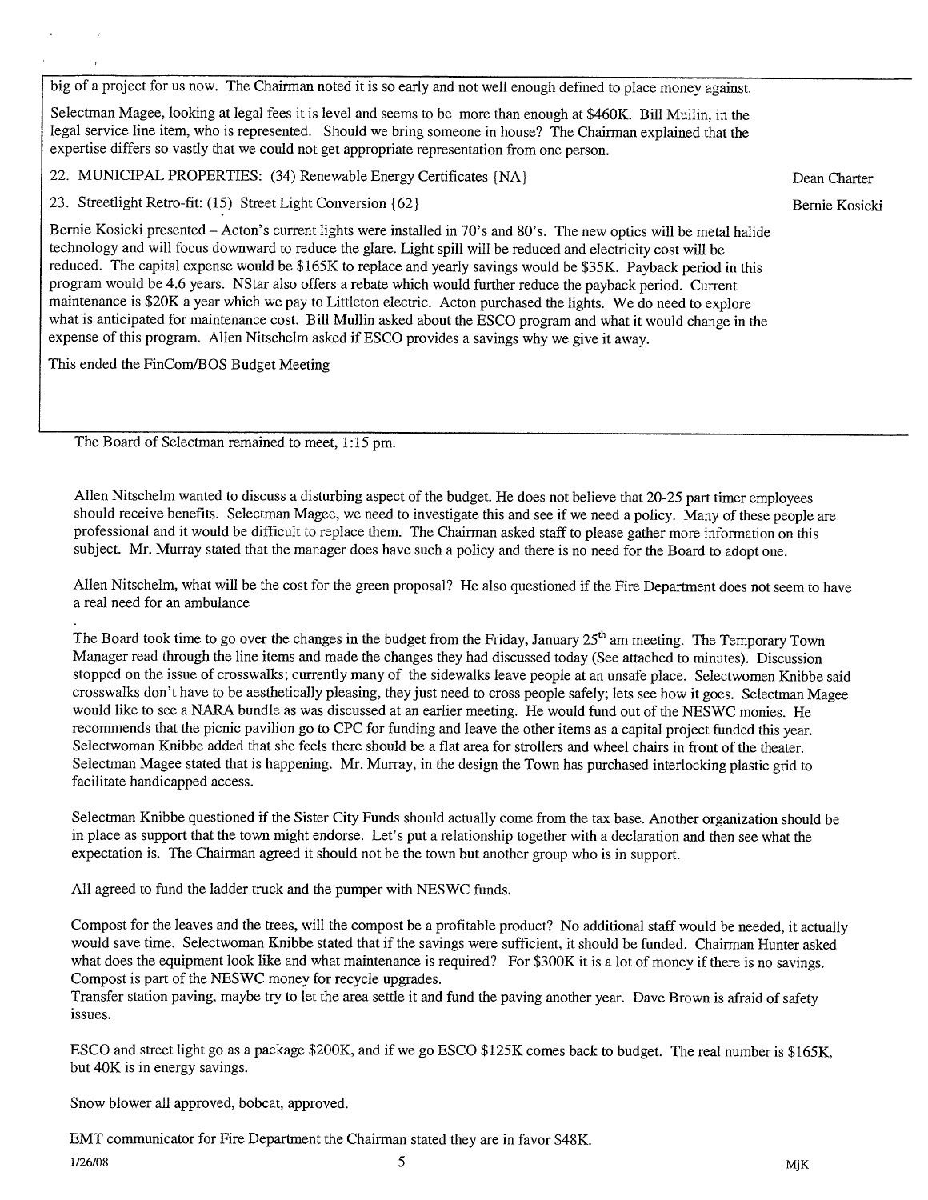big of a project for us now. The Chairman noted it is so early and not well enough defined to place money against.

Selectman Magee, looking at legal fees it is level and seems to be more than enough at $460K. Bill Mullin, in the legal service line item, who is represented. Should we bring someone in house? The Chairman explained that the expertise differs so vastly that we could not get appropriate representation from one person.

22. MUNICIPAL PROPERTIES: (34) Renewable Energy Certificates {NA} — Dean Charter

23. Streetlight Retro-fit: (15) Street Light Conversion {62} — Bernie Kosicki

Bernie Kosicki presented – Acton's current lights were installed in 70's and 80's. The new optics will be metal halide technology and will focus downward to reduce the glare. Light spill will be reduced and electricity cost will be reduced. The capital expense would be $165K to replace and yearly savings would be $35K. Payback period in this program would be 4.6 years. NStar also offers a rebate which would further reduce the payback period. Current maintenance is $20K a year which we pay to Littleton electric. Acton purchased the lights. We do need to explore what is anticipated for maintenance cost. Bill Mullin asked about the ESCO program and what it would change in the expense of this program. Allen Nitschelm asked if ESCO provides a savings why we give it away.

This ended the FinCom/BOS Budget Meeting

The Board of Selectman remained to meet, 1:15 pm.

Allen Nitschelm wanted to discuss a disturbing aspect of the budget. He does not believe that 20-25 part timer employees should receive benefits. Selectman Magee, we need to investigate this and see if we need a policy. Many of these people are professional and it would be difficult to replace them. The Chairman asked staff to please gather more information on this subject. Mr. Murray stated that the manager does have such a policy and there is no need for the Board to adopt one.

Allen Nitschelm, what will be the cost for the green proposal? He also questioned if the Fire Department does not seem to have a real need for an ambulance

The Board took time to go over the changes in the budget from the Friday, January 25th am meeting. The Temporary Town Manager read through the line items and made the changes they had discussed today (See attached to minutes). Discussion stopped on the issue of crosswalks; currently many of the sidewalks leave people at an unsafe place. Selectwomen Knibbe said crosswalks don't have to be aesthetically pleasing, they just need to cross people safely; lets see how it goes. Selectman Magee would like to see a NARA bundle as was discussed at an earlier meeting. He would fund out of the NESWC monies. He recommends that the picnic pavilion go to CPC for funding and leave the other items as a capital project funded this year. Selectwoman Knibbe added that she feels there should be a flat area for strollers and wheel chairs in front of the theater. Selectman Magee stated that is happening. Mr. Murray, in the design the Town has purchased interlocking plastic grid to facilitate handicapped access.

Selectman Knibbe questioned if the Sister City Funds should actually come from the tax base. Another organization should be in place as support that the town might endorse. Let's put a relationship together with a declaration and then see what the expectation is. The Chairman agreed it should not be the town but another group who is in support.

All agreed to fund the ladder truck and the pumper with NESWC funds.

Compost for the leaves and the trees, will the compost be a profitable product? No additional staff would be needed, it actually would save time. Selectwoman Knibbe stated that if the savings were sufficient, it should be funded. Chairman Hunter asked what does the equipment look like and what maintenance is required? For $300K it is a lot of money if there is no savings. Compost is part of the NESWC money for recycle upgrades.
Transfer station paving, maybe try to let the area settle it and fund the paving another year. Dave Brown is afraid of safety issues.

ESCO and street light go as a package $200K, and if we go ESCO $125K comes back to budget. The real number is $165K, but 40K is in energy savings.

Snow blower all approved, bobcat, approved.

EMT communicator for Fire Department the Chairman stated they are in favor $48K.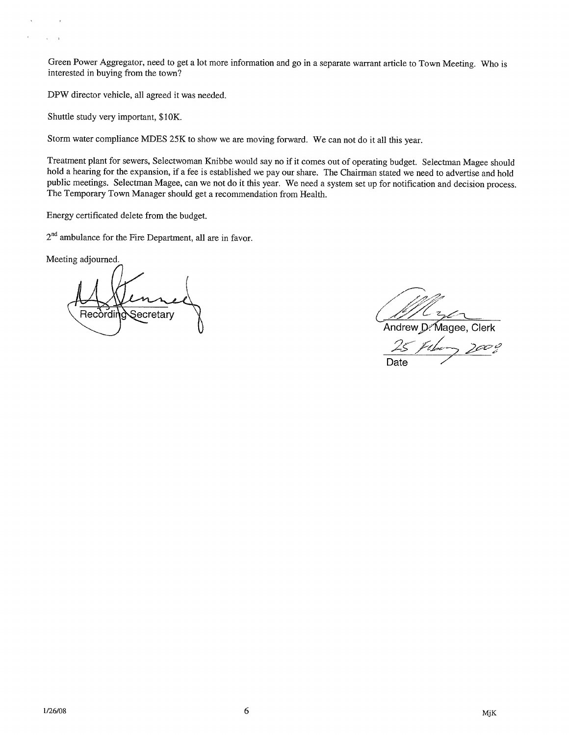Green Power Aggregator, need to get a lot more information and go in a separate warrant article to Town Meeting. Who is interested in buying from the town?

DPW director vehicle, all agreed it was needed.

Shuttle study very important, $10K.

Storm water compliance MDES 25K to show we are moving forward. We can not do it all this year.

Treatment plant for sewers, Selectwoman Knibbe would say no if it comes out of operating budget. Selectman Magee should hold a hearing for the expansion, if a fee is established we pay our share. The Chairman stated we need to advertise and hold public meetings. Selectman Magee, can we not do it this year. We need a system set up for notification and decision process. The Temporary Town Manager should get a recommendation from Health.

Energy certificated delete from the budget.

2nd ambulance for the Fire Department, all are in favor.

Meeting adjourned.

Recording Secretary

Andrew D. Magee, Clerk

25 Feb 2009

Date